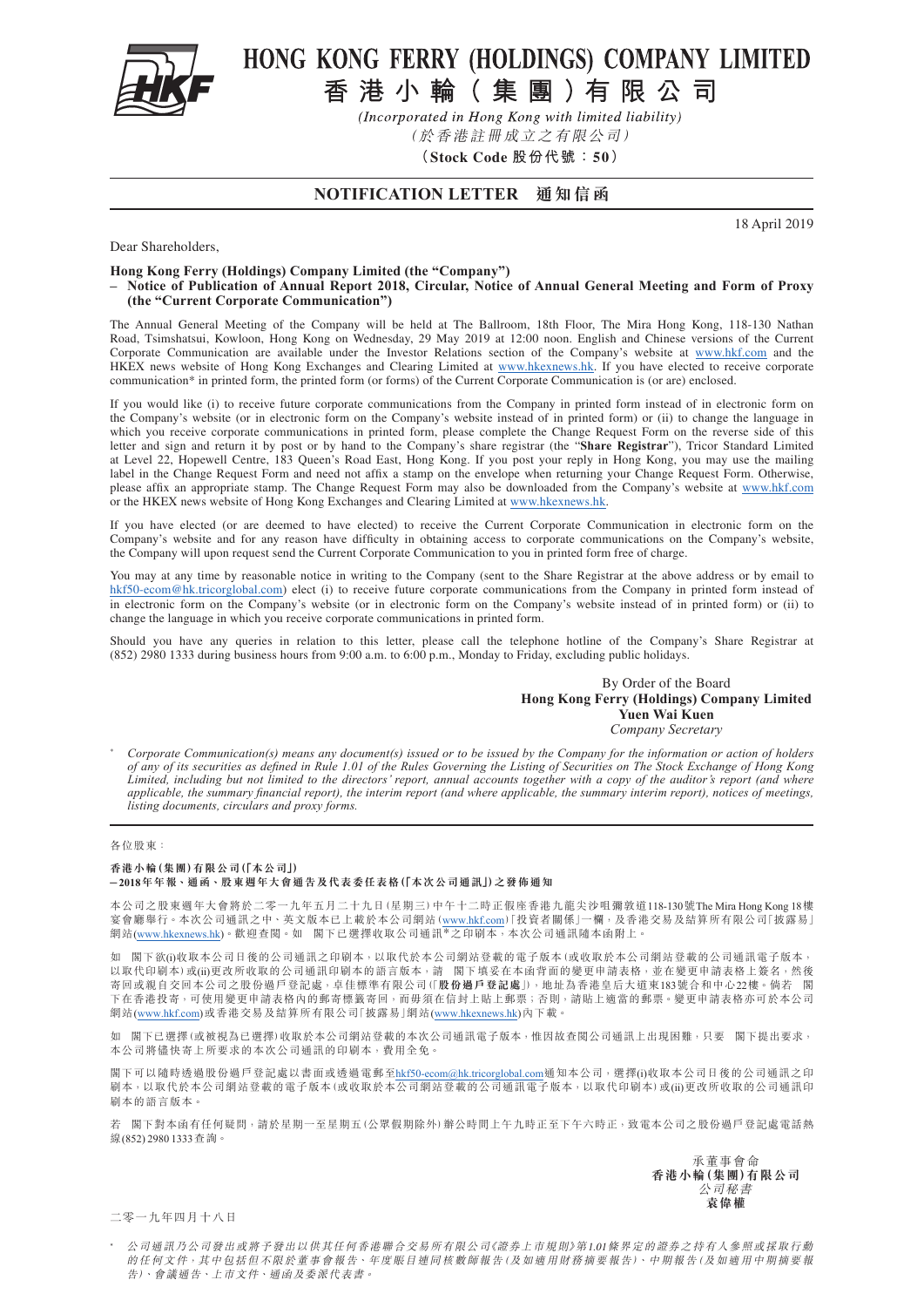# HONG KONG FERRY (HOLDINGS) COMPANY LIMITED
# 香港小輪（集團）有限公司

*(Incorporated in Hong Kong with limited liability)*
*（於香港註冊成立之有限公司）*
**（Stock Code 股份代號：50）**

## NOTIFICATION LETTER 通知信函

18 April 2019

Dear Shareholders,

**Hong Kong Ferry (Holdings) Company Limited (the "Company")**
**– Notice of Publication of Annual Report 2018, Circular, Notice of Annual General Meeting and Form of Proxy (the "Current Corporate Communication")**

The Annual General Meeting of the Company will be held at The Ballroom, 18th Floor, The Mira Hong Kong, 118-130 Nathan Road, Tsimshatsui, Kowloon, Hong Kong on Wednesday, 29 May 2019 at 12:00 noon. English and Chinese versions of the Current Corporate Communication are available under the Investor Relations section of the Company's website at www.hkf.com and the HKEX news website of Hong Kong Exchanges and Clearing Limited at www.hkexnews.hk. If you have elected to receive corporate communication* in printed form, the printed form (or forms) of the Current Corporate Communication is (or are) enclosed.

If you would like (i) to receive future corporate communications from the Company in printed form instead of in electronic form on the Company's website (or in electronic form on the Company's website instead of in printed form) or (ii) to change the language in which you receive corporate communications in printed form, please complete the Change Request Form on the reverse side of this letter and sign and return it by post or by hand to the Company's share registrar (the "**Share Registrar**"), Tricor Standard Limited at Level 22, Hopewell Centre, 183 Queen's Road East, Hong Kong. If you post your reply in Hong Kong, you may use the mailing label in the Change Request Form and need not affix a stamp on the envelope when returning your Change Request Form. Otherwise, please affix an appropriate stamp. The Change Request Form may also be downloaded from the Company's website at www.hkf.com or the HKEX news website of Hong Kong Exchanges and Clearing Limited at www.hkexnews.hk.

If you have elected (or are deemed to have elected) to receive the Current Corporate Communication in electronic form on the Company's website and for any reason have difficulty in obtaining access to corporate communications on the Company's website, the Company will upon request send the Current Corporate Communication to you in printed form free of charge.

You may at any time by reasonable notice in writing to the Company (sent to the Share Registrar at the above address or by email to hkf50-ecom@hk.tricorglobal.com) elect (i) to receive future corporate communications from the Company in printed form instead of in electronic form on the Company's website (or in electronic form on the Company's website instead of in printed form) or (ii) to change the language in which you receive corporate communications in printed form.

Should you have any queries in relation to this letter, please call the telephone hotline of the Company's Share Registrar at (852) 2980 1333 during business hours from 9:00 a.m. to 6:00 p.m., Monday to Friday, excluding public holidays.

By Order of the Board
**Hong Kong Ferry (Holdings) Company Limited**
**Yuen Wai Kuen**
*Company Secretary*

\* *Corporate Communication(s) means any document(s) issued or to be issued by the Company for the information or action of holders of any of its securities as defined in Rule 1.01 of the Rules Governing the Listing of Securities on The Stock Exchange of Hong Kong Limited, including but not limited to the directors' report, annual accounts together with a copy of the auditor's report (and where applicable, the summary financial report), the interim report (and where applicable, the summary interim report), notices of meetings, listing documents, circulars and proxy forms.*

---

各位股東：

**香港小輪(集團)有限公司(「本公司」)**
**–2018年年報、通函、股東週年大會通告及代表委任表格(「本次公司通訊」)之發佈通知**

本公司之股東週年大會將於二零一九年五月二十九日(星期三)中午十二時正假座香港九龍尖沙咀彌敦道118-130號The Mira Hong Kong 18樓宴會廳舉行。本次公司通訊之中、英文版本已上載於本公司網站(www.hkf.com)「投資者關係」一欄，及香港交易及結算所有限公司「披露易」網站(www.hkexnews.hk)。歡迎查閱。如 閣下已選擇收取公司通訊*之印刷本，本次公司通訊隨本函附上。

如 閣下欲(i)收取本公司日後的公司通訊之印刷本，以取代於本公司網站登載的電子版本(或收取於本公司網站登載的公司通訊電子版本，以取代印刷本)或(ii)更改所收取的公司通訊印刷本的語言版本，請 閣下填妥在本函背面的變更申請表格，並在變更申請表格上簽名，然後寄回或親自交回本公司之股份過戶登記處，卓佳標準有限公司(「**股份過戶登記處**」)，地址為香港皇后大道東183號合和中心22樓。倘若 閣下在香港投寄，可使用變更申請表格內的郵寄標籤寄回，而毋須在信封上貼上郵票；否則，請貼上適當的郵票。變更申請表格亦可於本公司網站(www.hkf.com)或香港交易及結算所有限公司「披露易」網站(www.hkexnews.hk)內下載。

如 閣下已選擇(或被視為已選擇)收取於本公司網站登載的本次公司通訊電子版本，惟因故查閱公司通訊上出現困難，只要 閣下提出要求，本公司將儘快寄上所要求的本次公司通訊的印刷本，費用全免。

閣下可以隨時透過股份過戶登記處以書面或透過電郵至hkf50-ecom@hk.tricorglobal.com通知本公司，選擇(i)收取本公司日後的公司通訊之印刷本，以取代於本公司網站登載的電子版本(或收取於本公司網站登載的公司通訊電子版本，以取代印刷本)或(ii)更改所收取的公司通訊印刷本的語言版本。

若 閣下對本函有任何疑問，請於星期一至星期五(公眾假期除外)辦公時間上午九時正至下午六時正，致電本公司之股份過戶登記處電話熱線(852) 2980 1333查詢。

承董事會命
**香港小輪(集團)有限公司**
*公司秘書*
**袁偉權**

二零一九年四月十八日

\* *公司通訊乃公司發出或將予發出以供其任何香港聯合交易所有限公司《證券上市規則》第1.01條界定的證券之持有人參照或採取行動的任何文件，其中包括但不限於董事會報告、年度賬目連同核數師報告(及如適用財務摘要報告)、中期報告(及如適用中期摘要報告)、會議通告、上市文件、通函及委派代表書。*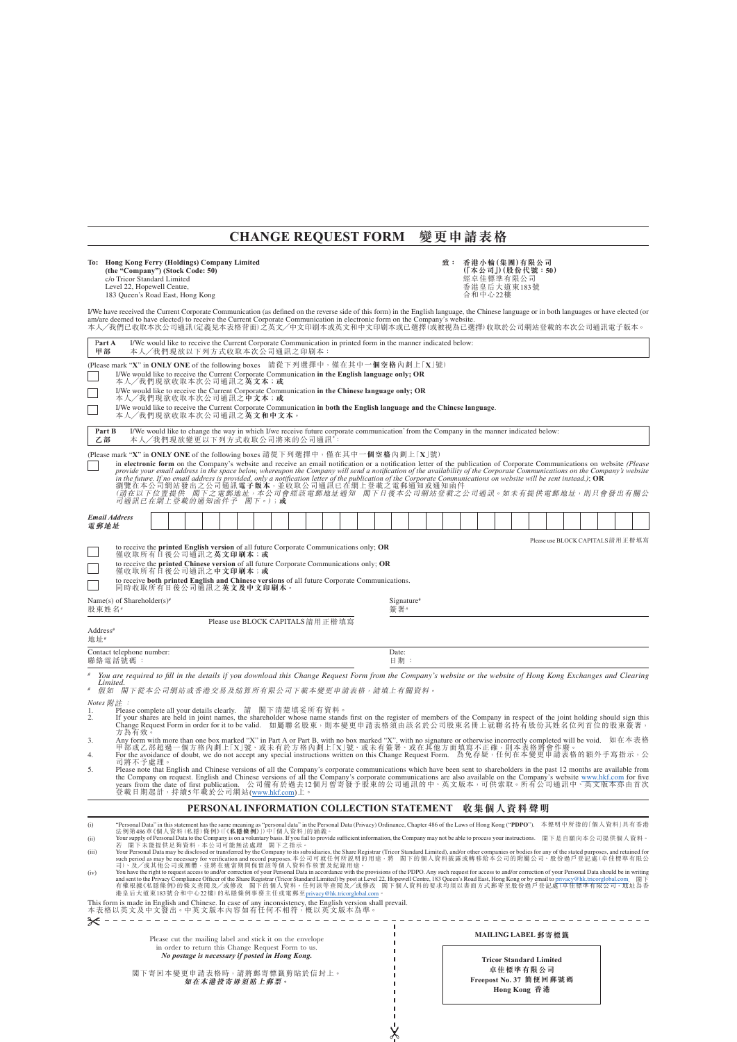# CHANGE REQUEST FORM 變更申請表格

**To: Hong Kong Ferry (Holdings) Company Limited (the "Company") (Stock Code: 50)**
c/o Tricor Standard Limited
Level 22, Hopewell Centre,
183 Queen's Road East, Hong Kong

**致： 香港小輪(集團)有限公司（「本公司」）（股份代號：50）**
經卓佳標準有限公司
香港皇后大道東183號
合和中心22樓

I/We have received the Current Corporate Communication (as defined on the reverse side of this form) in the English language, the Chinese language or in both languages or have elected (or am/are deemed to have elected) to receive the Current Corporate Communication in electronic form on the Company's website.
本人／我們已收取本次公司通訊(定義見本表格背面)之英文／中文印刷本或英文和中文印刷本或已選擇(或被視為已選擇)收取於公司網站登載的本次公司通訊電子版本。

**Part A** I/We would like to receive the Current Corporate Communication in printed form in the manner indicated below:
**甲部** 本人／我們現欲以下列方式收取本次公司通訊之印刷本：

(Please mark "**X**" in **ONLY ONE** of the following boxes 請從下列選擇中，僅在其中一**個空格**內劃上「**X**」號)

☐ I/We would like to receive the Current Corporate Communication **in the English language only; OR**
本人／我們現欲收取本次公司通訊之**英文本；或**

☐ I/We would like to receive the Current Corporate Communication **in the Chinese language only; OR**
本人／我們現欲收取本次公司通訊之**中文本；或**

☐ I/We would like to receive the Current Corporate Communication **in both the English language and the Chinese language**.
本人／我們現欲收取本次公司通訊之**英文和中文本**。

**Part B** I/We would like to change the way in which I/we receive future corporate communication* from the Company in the manner indicated below:
**乙部** 本人／我們現欲變更以下列方式收取公司將來的公司通訊*：

(Please mark "**X**" in **ONLY ONE** of the following boxes 請從下列選擇中，僅在其中一**個空格**內劃上「**X**」號)

☐ in **electronic form** on the Company's website and receive an email notification or a notification letter of the publication of Corporate Communications on website *(Please provide your email address in the space below, whereupon the Company will send a notification of the availability of the Corporate Communications on the Company's website in the future. If no email address is provided, only a notification letter of the publication of the Corporate Communications on website will be sent instead.)*; **OR**
瀏覽在本公司網站發出之公司通訊**電子版本**，並收取公司通訊已在網上登載之電郵通知或通知函件
*(請在以下位置提供 閣下之電郵地址，本公司會經該電郵地址通知 閣下日後本公司網站登載之公司通訊。如未有提供電郵地址，則只會發出有關公司通訊已在網上登載的通知函件予 閣下。)*；**或**

***Email Address 電郵地址***

Please use BLOCK CAPITALS請用正楷填寫

☐ to receive the **printed English version** of all future Corporate Communications only; **OR**
僅收取所有日後公司通訊之**英文印刷本；或**

☐ to receive the **printed Chinese version** of all future Corporate Communications only; **OR**
僅收取所有日後公司通訊之**中文印刷本；或**

☐ to receive **both printed English and Chinese versions** of all future Corporate Communications.
同時收取所有日後公司通訊之**英文及中文印刷本**。

| | |
|---|---|
| Name(s) of Shareholder(s)# 股東姓名# | Signature# 簽署# |
| Please use BLOCK CAPITALS請用正楷填寫 | |
| Address# 地址# | |
| Contact telephone number: 聯絡電話號碼： | Date: 日期： |

\# *You are required to fill in the details if you download this Change Request Form from the Company's website or the website of Hong Kong Exchanges and Clearing Limited.*
\# *假如 閣下從本公司網站或香港交易及結算所有限公司下載本變更申請表格，請填上有關資料。*

*Notes 附註：*

1. Please complete all your details clearly. 請 閣下清楚填妥所有資料。
2. If your shares are held in joint names, the shareholder whose name stands first on the register of members of the Company in respect of the joint holding should sign this Change Request Form in order for it to be valid. 如屬聯名股東，則本變更申請表格須由該名於公司股東名冊上就聯名持有股份其姓名位列首位的股東簽署，方為有效。
3. Any form with more than one box marked "X" in Part A or Part B, with no box marked "X", with no signature or otherwise incorrectly completed will be void. 如在本表格甲部或乙部超過一個方格內劃上「X」號、或未有於方格內劃上「X」號、或未有簽署、或在其他方面填寫不正確，則本表格將會作廢。
4. For the avoidance of doubt, we do not accept any special instructions written on this Change Request Form. 為免存疑，任何在本變更申請表格的額外手寫指示，公司將不予處理。
5. Please note that English and Chinese versions of all the Company's corporate communications which have been sent to shareholders in the past 12 months are available from the Company on request. English and Chinese versions of all the Company's corporate communications are also available on the Company's website www.hkf.com for five years from the date of first publication. 公司備有於過去12個月曾寄發予股東的公司通訊的中、英文版本，可供索取。所有公司通訊中、英文版本亦由首次登載日期起計，持續5年載於公司網站(www.hkf.com)上。

## PERSONAL INFORMATION COLLECTION STATEMENT 收集個人資料聲明

(i) "Personal Data" in this statement has the same meaning as "personal data" in the Personal Data (Privacy) Ordinance, Chapter 486 of the Laws of Hong Kong ("**PDPO**"). 本聲明中所指的「個人資料」具有香港法例第486章《個人資料(私隱)條例》(「《**私隱條例**》」)中「個人資料」的涵義。

(ii) Your supply of Personal Data to the Company is on a voluntary basis. If you fail to provide sufficient information, the Company may not be able to process your instructions. 閣下是自願向本公司提供個人資料。若 閣下未能提供足夠資料，本公司可能無法處理 閣下之指示。

(iii) Your Personal Data may be disclosed or transferred by the Company to its subsidiaries, the Share Registrar (Tricor Standard Limited), and/or other companies or bodies for any of the stated purposes, and retained for such period as may be necessary for verification and record purposes. 本公司可就任何所說明的用途，將 閣下的個人資料披露或轉移給本公司的附屬公司、股份過戶登記處(卓佳標準有限公司)、及／或其他公司或團體，並將在適當期間保留該等個人資料作核實及紀錄用途。

(iv) You have the right to request access to and/or correction of your Personal Data in accordance with the provisions of the PDPO. Any such request for access to and/or correction of your Personal Data should be in writing and sent to the Privacy Compliance Officer of the Share Registrar (Tricor Standard Limited) by post at Level 22, Hopewell Centre, 183 Queen's Road East, Hong Kong or by email to privacy@hk.tricorglobal.com. 閣下有權根據《私隱條例》的條文查閱及／或修改 閣下的個人資料，任何該等查閱及／或修改 閣下個人資料的要求均須以書面方式郵寄至股份過戶登記處(卓佳標準有限公司，地址為香港皇后大道東183號合和中心22樓)的私隱條例事務主任或電郵至privacy@hk.tricorglobal.com。

This form is made in English and Chinese. In case of any inconsistency, the English version shall prevail.
本表格以英文及中文發出。中英文版本內容如有任何不相符，概以英文版本為準。

---

Please cut the mailing label and stick it on the envelope in order to return this Change Request Form to us.
***No postage is necessary if posted in Hong Kong.***

閣下寄回本變更申請表格時，請將郵寄標籤剪貼於信封上。
***如在本港投寄毋須貼上郵票。***

**MAILING LABEL 郵寄標籤**

**Tricor Standard Limited**
**卓佳標準有限公司**
**Freepost No. 37 簡便回郵號碼**
**Hong Kong 香港**